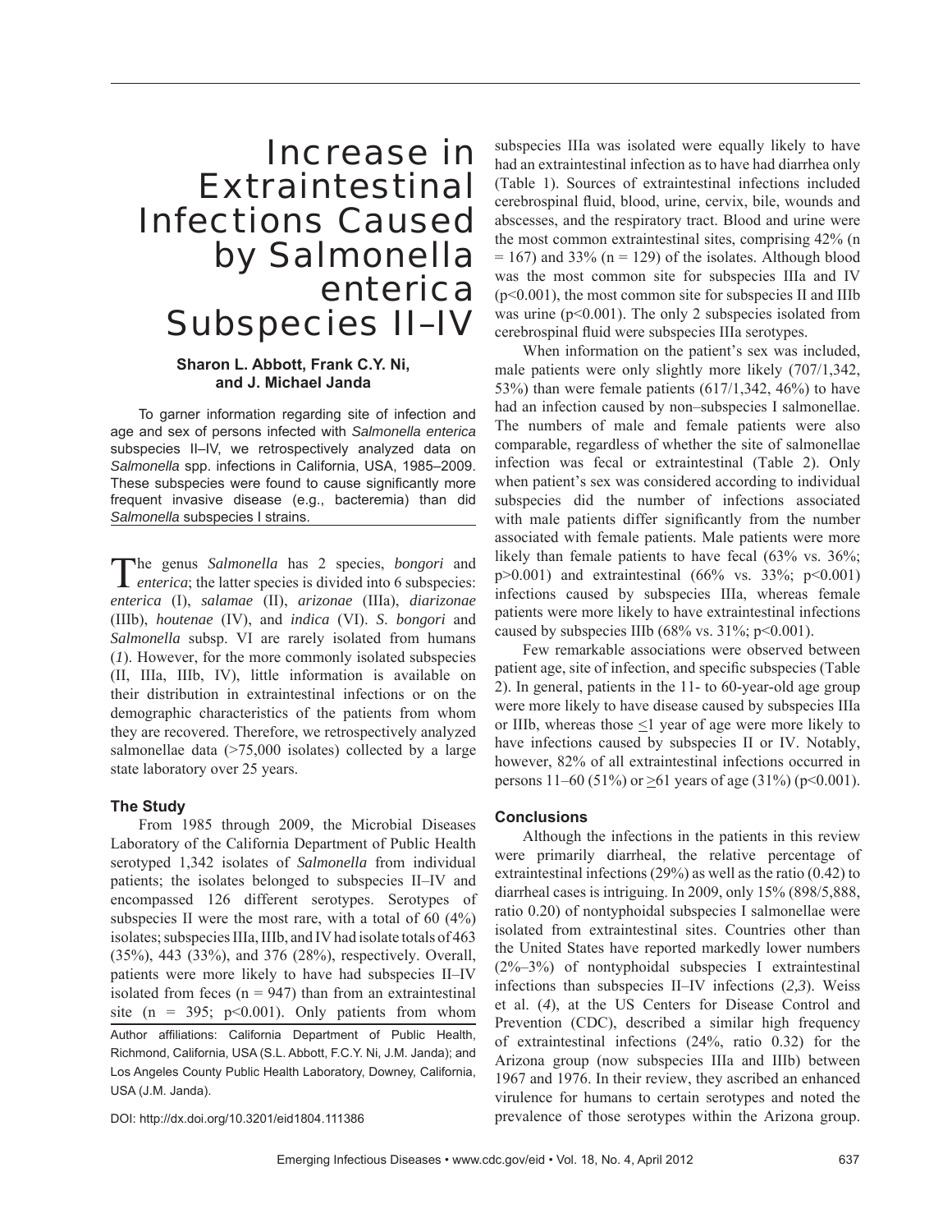# Increase in Extraintestinal Infections Caused by Salmonella enterica Subspecies II–IV

**Sharon L. Abbott, Frank C.Y. Ni, and J. Michael Janda**

To garner information regarding site of infection and age and sex of persons infected with *Salmonella enterica* subspecies II–IV, we retrospectively analyzed data on *Salmonella* spp. infections in California, USA, 1985–2009. These subspecies were found to cause significantly more frequent invasive disease (e.g., bacteremia) than did *Salmonella* subspecies I strains.

The genus *Salmonella* has 2 species, *bongori* and *enterica*; the latter species is divided into 6 subspecies: *enterica* (I), *salamae* (II), *arizonae* (IIIa), *diarizonae* (IIIb), *houtenae* (IV), and *indica* (VI). *S. bongori* and *Salmonella* subsp. VI are rarely isolated from humans (*1*). However, for the more commonly isolated subspecies (II, IIIa, IIIb, IV), little information is available on their distribution in extraintestinal infections or on the demographic characteristics of the patients from whom they are recovered. Therefore, we retrospectively analyzed salmonellae data (>75,000 isolates) collected by a large state laboratory over 25 years.

## The Study

From 1985 through 2009, the Microbial Diseases Laboratory of the California Department of Public Health serotyped 1,342 isolates of *Salmonella* from individual patients; the isolates belonged to subspecies II–IV and encompassed 126 different serotypes. Serotypes of subspecies II were the most rare, with a total of 60 (4%) isolates; subspecies IIIa, IIIb, and IV had isolate totals of 463 (35%), 443 (33%), and 376 (28%), respectively. Overall, patients were more likely to have had subspecies II–IV isolated from feces (n = 947) than from an extraintestinal site (n = 395; p<0.001). Only patients from whom subspecies IIIa was isolated were equally likely to have had an extraintestinal infection as to have had diarrhea only (Table 1). Sources of extraintestinal infections included cerebrospinal fluid, blood, urine, cervix, bile, wounds and abscesses, and the respiratory tract. Blood and urine were the most common extraintestinal sites, comprising 42% (n = 167) and 33% (n = 129) of the isolates. Although blood was the most common site for subspecies IIIa and IV (p<0.001), the most common site for subspecies II and IIIb was urine (p<0.001). The only 2 subspecies isolated from cerebrospinal fluid were subspecies IIIa serotypes.

When information on the patient's sex was included, male patients were only slightly more likely (707/1,342, 53%) than were female patients (617/1,342, 46%) to have had an infection caused by non–subspecies I salmonellae. The numbers of male and female patients were also comparable, regardless of whether the site of salmonellae infection was fecal or extraintestinal (Table 2). Only when patient's sex was considered according to individual subspecies did the number of infections associated with male patients differ significantly from the number associated with female patients. Male patients were more likely than female patients to have fecal (63% vs. 36%; p>0.001) and extraintestinal (66% vs. 33%; p<0.001) infections caused by subspecies IIIa, whereas female patients were more likely to have extraintestinal infections caused by subspecies IIIb (68% vs. 31%; p<0.001).

Few remarkable associations were observed between patient age, site of infection, and specific subspecies (Table 2). In general, patients in the 11- to 60-year-old age group were more likely to have disease caused by subspecies IIIa or IIIb, whereas those ≤1 year of age were more likely to have infections caused by subspecies II or IV. Notably, however, 82% of all extraintestinal infections occurred in persons 11–60 (51%) or ≥61 years of age (31%) (p<0.001).

## Conclusions

Although the infections in the patients in this review were primarily diarrheal, the relative percentage of extraintestinal infections (29%) as well as the ratio (0.42) to diarrheal cases is intriguing. In 2009, only 15% (898/5,888, ratio 0.20) of nontyphoidal subspecies I salmonellae were isolated from extraintestinal sites. Countries other than the United States have reported markedly lower numbers (2%–3%) of nontyphoidal subspecies I extraintestinal infections than subspecies II–IV infections (*2,3*). Weiss et al. (*4*), at the US Centers for Disease Control and Prevention (CDC), described a similar high frequency of extraintestinal infections (24%, ratio 0.32) for the Arizona group (now subspecies IIIa and IIIb) between 1967 and 1976. In their review, they ascribed an enhanced virulence for humans to certain serotypes and noted the prevalence of those serotypes within the Arizona group.

Author affiliations: California Department of Public Health, Richmond, California, USA (S.L. Abbott, F.C.Y. Ni, J.M. Janda); and Los Angeles County Public Health Laboratory, Downey, California, USA (J.M. Janda).

DOI: http://dx.doi.org/10.3201/eid1804.111386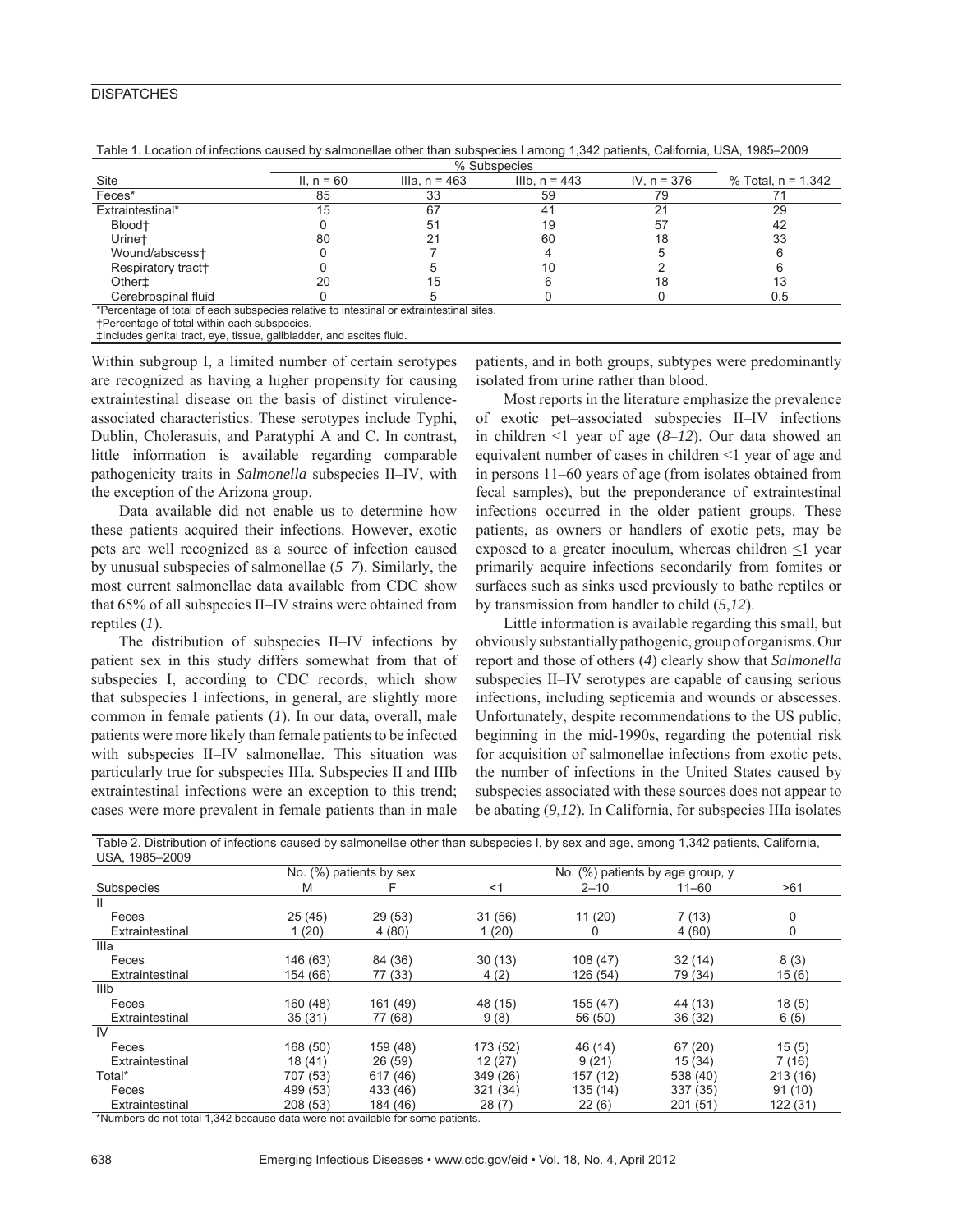Table 1. Location of infections caused by salmonellae other than subspecies I among 1,342 patients, California, USA, 1985–2009

| Site | % Subspecies | | | | |
|---|---|---|---|---|---|
| | II, n = 60 | IIIa, n = 463 | IIIb, n = 443 | IV, n = 376 | % Total, n = 1,342 |
| Feces* | 85 | 33 | 59 | 79 | 71 |
| Extraintestinal* | 15 | 67 | 41 | 21 | 29 |
| Blood† | 0 | 51 | 19 | 57 | 42 |
| Urine† | 80 | 21 | 60 | 18 | 33 |
| Wound/abscess† | 0 | 7 | 4 | 5 | 6 |
| Respiratory tract† | 0 | 5 | 10 | 2 | 6 |
| Other‡ | 20 | 15 | 6 | 18 | 13 |
| Cerebrospinal fluid | 0 | 5 | 0 | 0 | 0.5 |

*Percentage of total of each subspecies relative to intestinal or extraintestinal sites.
†Percentage of total within each subspecies.
‡Includes genital tract, eye, tissue, gallbladder, and ascites fluid.

Within subgroup I, a limited number of certain serotypes are recognized as having a higher propensity for causing extraintestinal disease on the basis of distinct virulence-associated characteristics. These serotypes include Typhi, Dublin, Cholerasuis, and Paratyphi A and C. In contrast, little information is available regarding comparable pathogenicity traits in *Salmonella* subspecies II–IV, with the exception of the Arizona group.

Data available did not enable us to determine how these patients acquired their infections. However, exotic pets are well recognized as a source of infection caused by unusual subspecies of salmonellae (*5*–*7*). Similarly, the most current salmonellae data available from CDC show that 65% of all subspecies II–IV strains were obtained from reptiles (*1*).

The distribution of subspecies II–IV infections by patient sex in this study differs somewhat from that of subspecies I, according to CDC records, which show that subspecies I infections, in general, are slightly more common in female patients (*1*). In our data, overall, male patients were more likely than female patients to be infected with subspecies II–IV salmonellae. This situation was particularly true for subspecies IIIa. Subspecies II and IIIb extraintestinal infections were an exception to this trend; cases were more prevalent in female patients than in male patients, and in both groups, subtypes were predominantly isolated from urine rather than blood.

Most reports in the literature emphasize the prevalence of exotic pet–associated subspecies II–IV infections in children <1 year of age (*8*–*12*). Our data showed an equivalent number of cases in children ≤1 year of age and in persons 11–60 years of age (from isolates obtained from fecal samples), but the preponderance of extraintestinal infections occurred in the older patient groups. These patients, as owners or handlers of exotic pets, may be exposed to a greater inoculum, whereas children ≤1 year primarily acquire infections secondarily from fomites or surfaces such as sinks used previously to bathe reptiles or by transmission from handler to child (*5*,*12*).

Little information is available regarding this small, but obviously substantially pathogenic, group of organisms. Our report and those of others (*4*) clearly show that *Salmonella* subspecies II–IV serotypes are capable of causing serious infections, including septicemia and wounds or abscesses. Unfortunately, despite recommendations to the US public, beginning in the mid-1990s, regarding the potential risk for acquisition of salmonellae infections from exotic pets, the number of infections in the United States caused by subspecies associated with these sources does not appear to be abating (*9*,*12*). In California, for subspecies IIIa isolates

Table 2. Distribution of infections caused by salmonellae other than subspecies I, by sex and age, among 1,342 patients, California, USA, 1985–2009

| Subspecies | No. (%) patients by sex | | No. (%) patients by age group, y | | | |
|---|---|---|---|---|---|---|
| | M | F | ≤1 | 2–10 | 11–60 | ≥61 |
| II | | | | | | |
| Feces | 25 (45) | 29 (53) | 31 (56) | 11 (20) | 7 (13) | 0 |
| Extraintestinal | 1 (20) | 4 (80) | 1 (20) | 0 | 4 (80) | 0 |
| IIIa | | | | | | |
| Feces | 146 (63) | 84 (36) | 30 (13) | 108 (47) | 32 (14) | 8 (3) |
| Extraintestinal | 154 (66) | 77 (33) | 4 (2) | 126 (54) | 79 (34) | 15 (6) |
| IIIb | | | | | | |
| Feces | 160 (48) | 161 (49) | 48 (15) | 155 (47) | 44 (13) | 18 (5) |
| Extraintestinal | 35 (31) | 77 (68) | 9 (8) | 56 (50) | 36 (32) | 6 (5) |
| IV | | | | | | |
| Feces | 168 (50) | 159 (48) | 173 (52) | 46 (14) | 67 (20) | 15 (5) |
| Extraintestinal | 18 (41) | 26 (59) | 12 (27) | 9 (21) | 15 (34) | 7 (16) |
| Total* | 707 (53) | 617 (46) | 349 (26) | 157 (12) | 538 (40) | 213 (16) |
| Feces | 499 (53) | 433 (46) | 321 (34) | 135 (14) | 337 (35) | 91 (10) |
| Extraintestinal | 208 (53) | 184 (46) | 28 (7) | 22 (6) | 201 (51) | 122 (31) |

*Numbers do not total 1,342 because data were not available for some patients.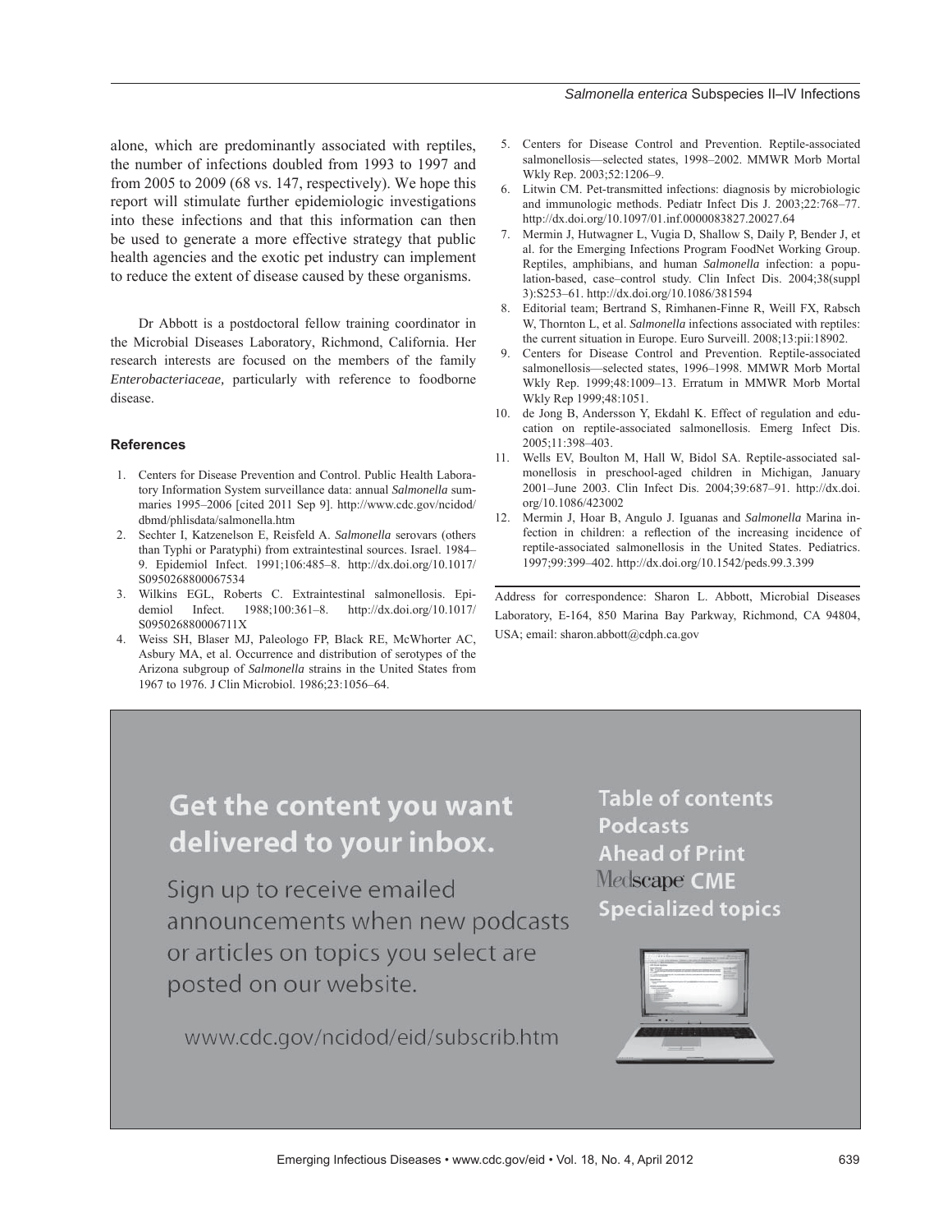alone, which are predominantly associated with reptiles, the number of infections doubled from 1993 to 1997 and from 2005 to 2009 (68 vs. 147, respectively). We hope this report will stimulate further epidemiologic investigations into these infections and that this information can then be used to generate a more effective strategy that public health agencies and the exotic pet industry can implement to reduce the extent of disease caused by these organisms.

Dr Abbott is a postdoctoral fellow training coordinator in the Microbial Diseases Laboratory, Richmond, California. Her research interests are focused on the members of the family *Enterobacteriaceae,* particularly with reference to foodborne disease.

#### References

1. Centers for Disease Prevention and Control. Public Health Laboratory Information System surveillance data: annual *Salmonella* summaries 1995–2006 [cited 2011 Sep 9]. http://www.cdc.gov/ncidod/dbmd/phlisdata/salmonella.htm
2. Sechter I, Katzenelson E, Reisfeld A. *Salmonella* serovars (others than Typhi or Paratyphi) from extraintestinal sources. Israel. 1984–9. Epidemiol Infect. 1991;106:485–8. http://dx.doi.org/10.1017/S0950268800067534
3. Wilkins EGL, Roberts C. Extraintestinal salmonellosis. Epidemiol Infect. 1988;100:361–8. http://dx.doi.org/10.1017/S095026880006711X
4. Weiss SH, Blaser MJ, Paleologo FP, Black RE, McWhorter AC, Asbury MA, et al. Occurrence and distribution of serotypes of the Arizona subgroup of *Salmonella* strains in the United States from 1967 to 1976. J Clin Microbiol. 1986;23:1056–64.
5. Centers for Disease Control and Prevention. Reptile-associated salmonellosis—selected states, 1998–2002. MMWR Morb Mortal Wkly Rep. 2003;52:1206–9.
6. Litwin CM. Pet-transmitted infections: diagnosis by microbiologic and immunologic methods. Pediatr Infect Dis J. 2003;22:768–77. http://dx.doi.org/10.1097/01.inf.0000083827.20027.64
7. Mermin J, Hutwagner L, Vugia D, Shallow S, Daily P, Bender J, et al. for the Emerging Infections Program FoodNet Working Group. Reptiles, amphibians, and human *Salmonella* infection: a population-based, case–control study. Clin Infect Dis. 2004;38(suppl 3):S253–61. http://dx.doi.org/10.1086/381594
8. Editorial team; Bertrand S, Rimhanen-Finne R, Weill FX, Rabsch W, Thornton L, et al. *Salmonella* infections associated with reptiles: the current situation in Europe. Euro Surveill. 2008;13:pii:18902.
9. Centers for Disease Control and Prevention. Reptile-associated salmonellosis—selected states, 1996–1998. MMWR Morb Mortal Wkly Rep. 1999;48:1009–13. Erratum in MMWR Morb Mortal Wkly Rep 1999;48:1051.
10. de Jong B, Andersson Y, Ekdahl K. Effect of regulation and education on reptile-associated salmonellosis. Emerg Infect Dis. 2005;11:398–403.
11. Wells EV, Boulton M, Hall W, Bidol SA. Reptile-associated salmonellosis in preschool-aged children in Michigan, January 2001–June 2003. Clin Infect Dis. 2004;39:687–91. http://dx.doi.org/10.1086/423002
12. Mermin J, Hoar B, Angulo J. Iguanas and *Salmonella* Marina infection in children: a reflection of the increasing incidence of reptile-associated salmonellosis in the United States. Pediatrics. 1997;99:399–402. http://dx.doi.org/10.1542/peds.99.3.399

Address for correspondence: Sharon L. Abbott, Microbial Diseases Laboratory, E-164, 850 Marina Bay Parkway, Richmond, CA 94804, USA; email: sharon.abbott@cdph.ca.gov

**Get the content you want delivered to your inbox.**

Sign up to receive emailed announcements when new podcasts or articles on topics you select are posted on our website.

www.cdc.gov/ncidod/eid/subscrib.htm

**Table of contents**
**Podcasts**
**Ahead of Print**
**Medscape CME**
**Specialized topics**